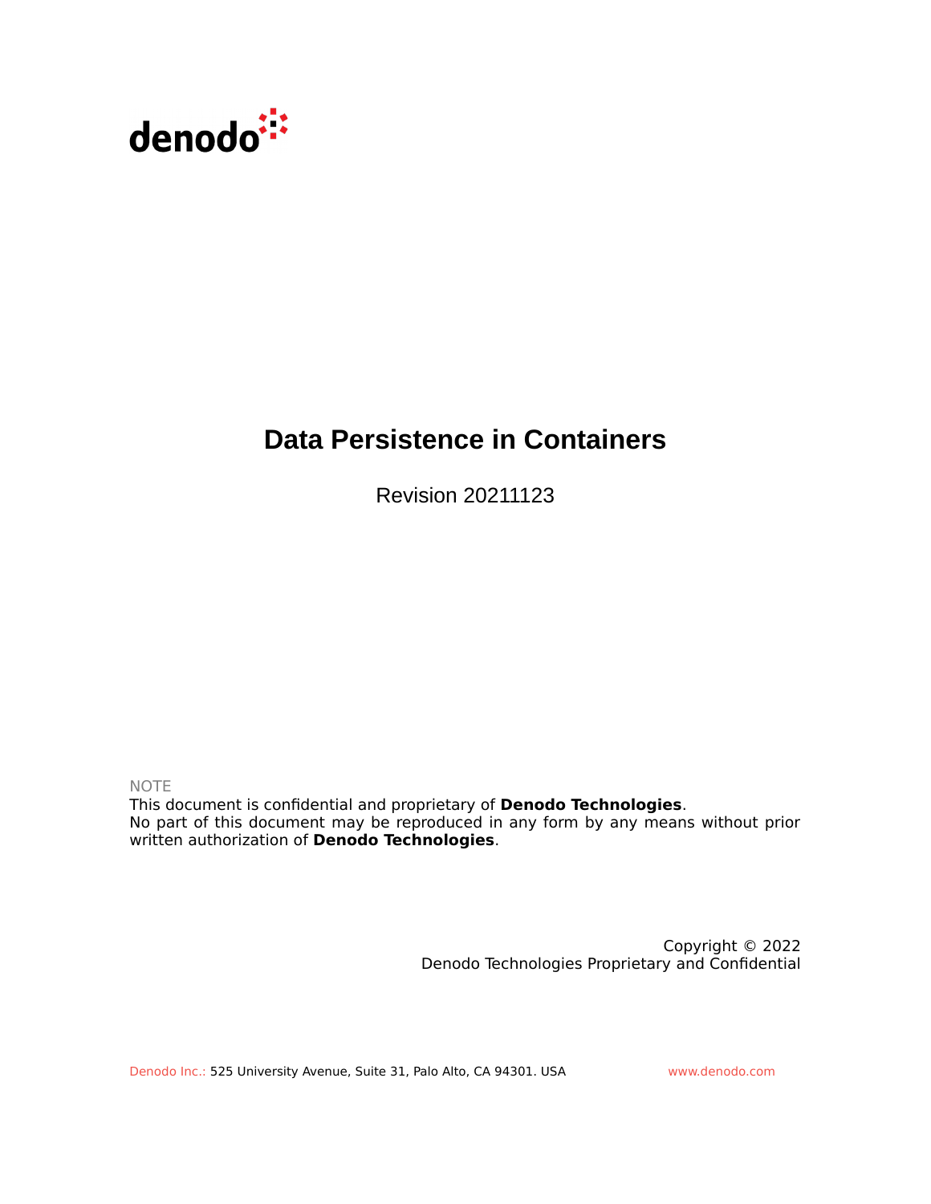denodo

# Data Persistence in Containers

Revision 20211123

NOTE

This document is confidential and proprietary of **Denodo Technologies**.
No part of this document may be reproduced in any form by any means without prior written authorization of **Denodo Technologies**.

Copyright © 2022
Denodo Technologies Proprietary and Confidential

Denodo Inc.: 525 University Avenue, Suite 31, Palo Alto, CA 94301. USA www.denodo.com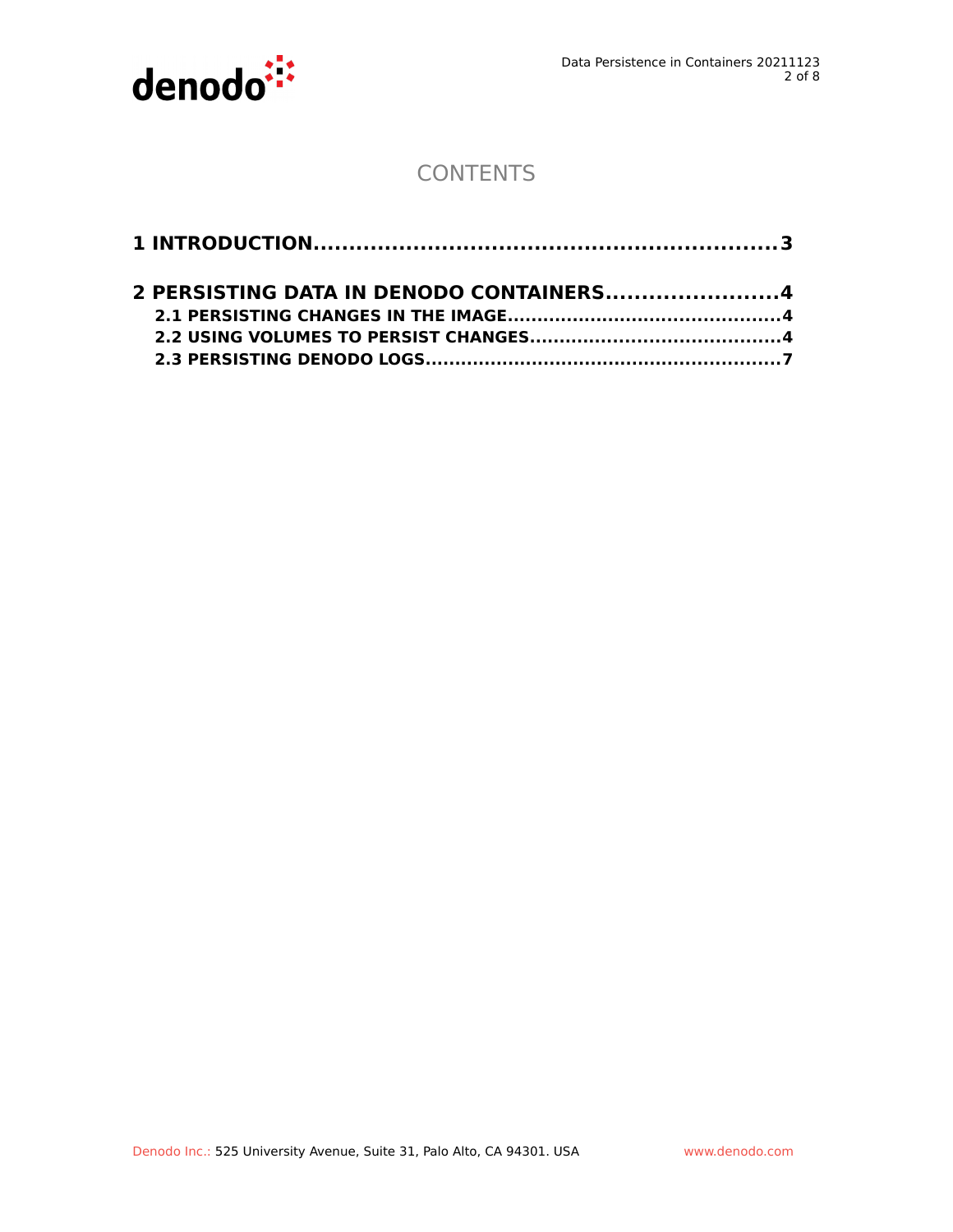# CONTENTS

**1 INTRODUCTION.................................................................3**

**2 PERSISTING DATA IN DENODO CONTAINERS........................4**

- **2.1 PERSISTING CHANGES IN THE IMAGE.............................................4**
- **2.2 USING VOLUMES TO PERSIST CHANGES.........................................4**
- **2.3 PERSISTING DENODO LOGS...........................................................7**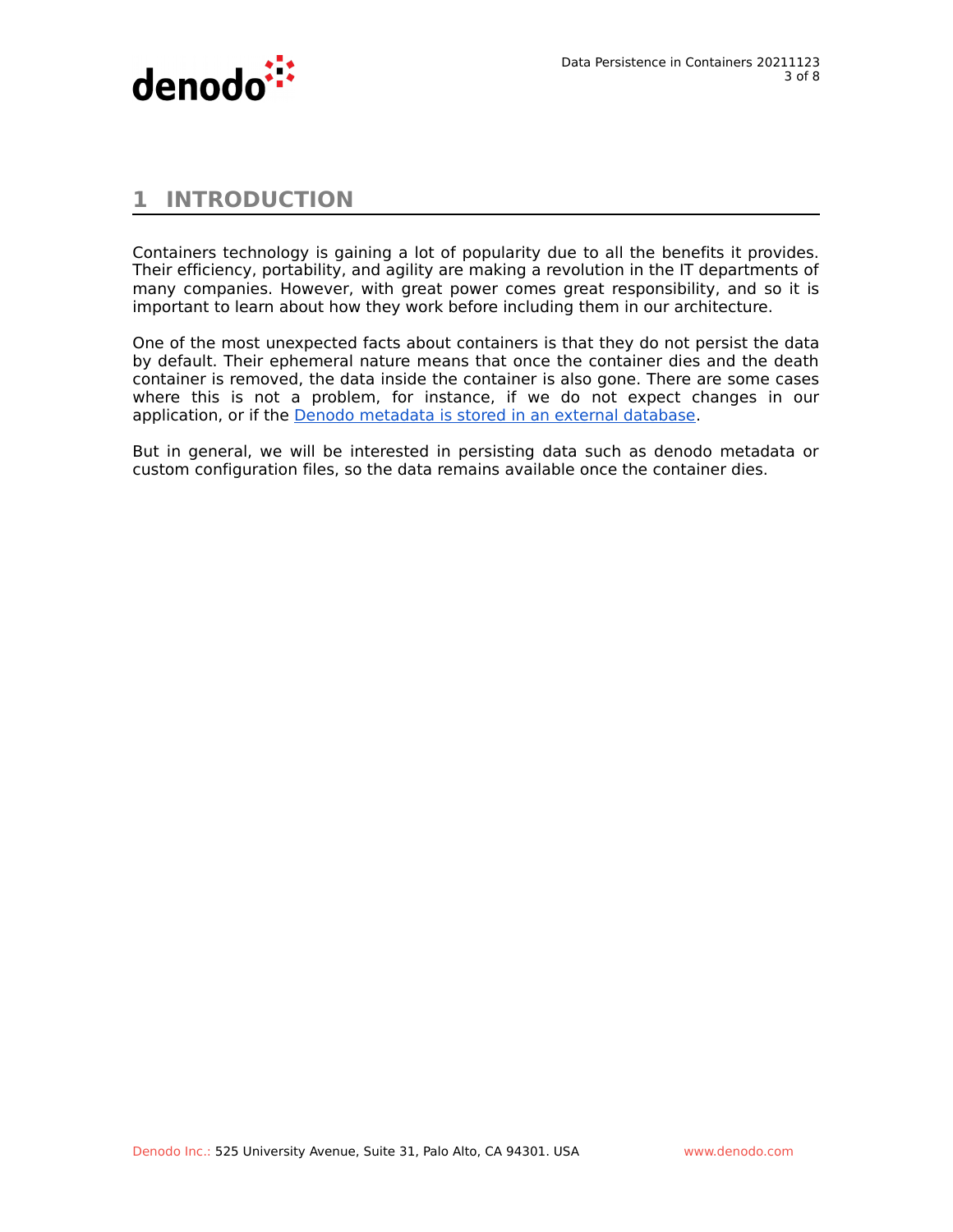# 1 INTRODUCTION

Containers technology is gaining a lot of popularity due to all the benefits it provides. Their efficiency, portability, and agility are making a revolution in the IT departments of many companies. However, with great power comes great responsibility, and so it is important to learn about how they work before including them in our architecture.

One of the most unexpected facts about containers is that they do not persist the data by default. Their ephemeral nature means that once the container dies and the death container is removed, the data inside the container is also gone. There are some cases where this is not a problem, for instance, if we do not expect changes in our application, or if the Denodo metadata is stored in an external database.

But in general, we will be interested in persisting data such as denodo metadata or custom configuration files, so the data remains available once the container dies.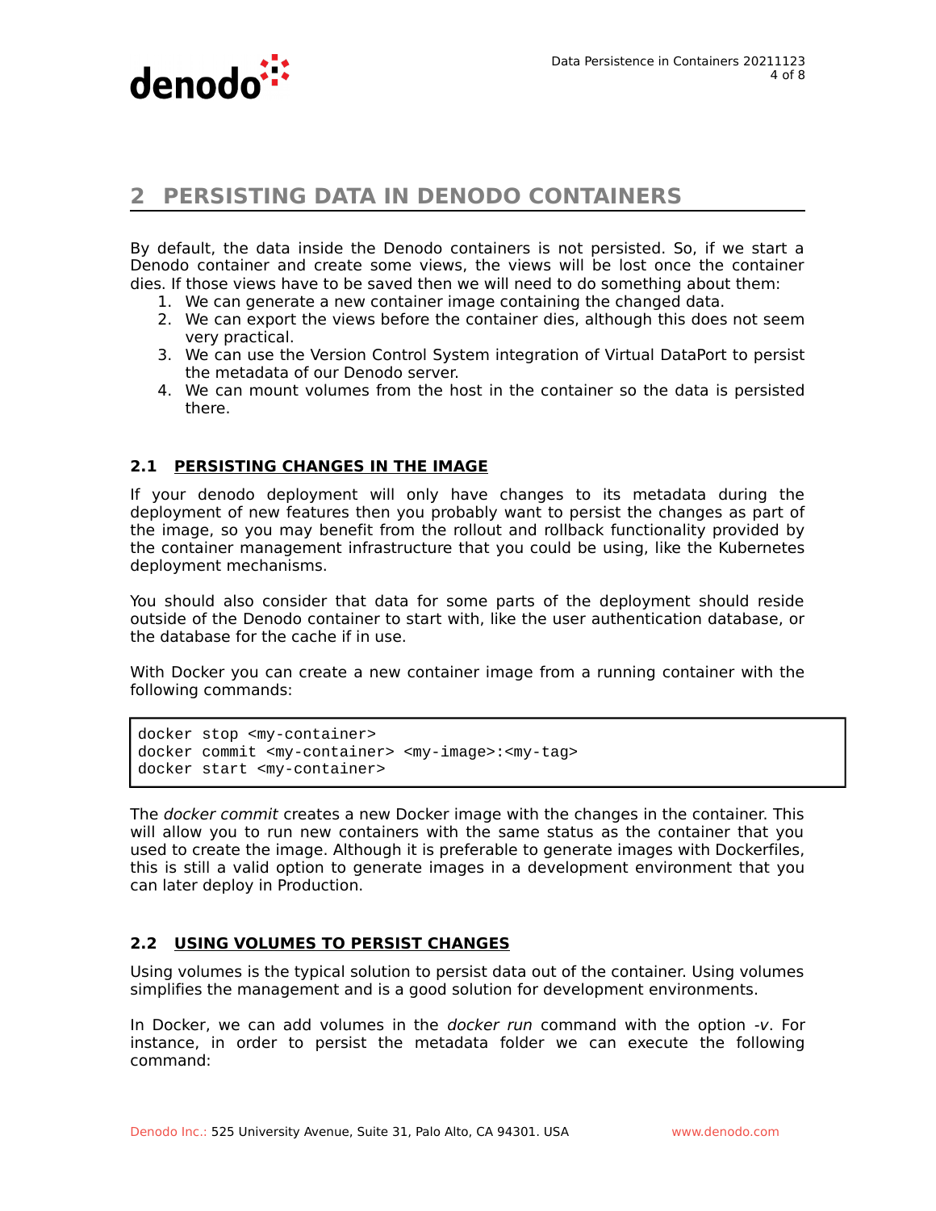# 2 PERSISTING DATA IN DENODO CONTAINERS

By default, the data inside the Denodo containers is not persisted. So, if we start a Denodo container and create some views, the views will be lost once the container dies. If those views have to be saved then we will need to do something about them:

1. We can generate a new container image containing the changed data.
2. We can export the views before the container dies, although this does not seem very practical.
3. We can use the Version Control System integration of Virtual DataPort to persist the metadata of our Denodo server.
4. We can mount volumes from the host in the container so the data is persisted there.

## 2.1 PERSISTING CHANGES IN THE IMAGE

If your denodo deployment will only have changes to its metadata during the deployment of new features then you probably want to persist the changes as part of the image, so you may benefit from the rollout and rollback functionality provided by the container management infrastructure that you could be using, like the Kubernetes deployment mechanisms.

You should also consider that data for some parts of the deployment should reside outside of the Denodo container to start with, like the user authentication database, or the database for the cache if in use.

With Docker you can create a new container image from a running container with the following commands:

```
docker stop <my-container>
docker commit <my-container> <my-image>:<my-tag>
docker start <my-container>
```

The *docker commit* creates a new Docker image with the changes in the container. This will allow you to run new containers with the same status as the container that you used to create the image. Although it is preferable to generate images with Dockerfiles, this is still a valid option to generate images in a development environment that you can later deploy in Production.

## 2.2 USING VOLUMES TO PERSIST CHANGES

Using volumes is the typical solution to persist data out of the container. Using volumes simplifies the management and is a good solution for development environments.

In Docker, we can add volumes in the *docker run* command with the option *-v*. For instance, in order to persist the metadata folder we can execute the following command: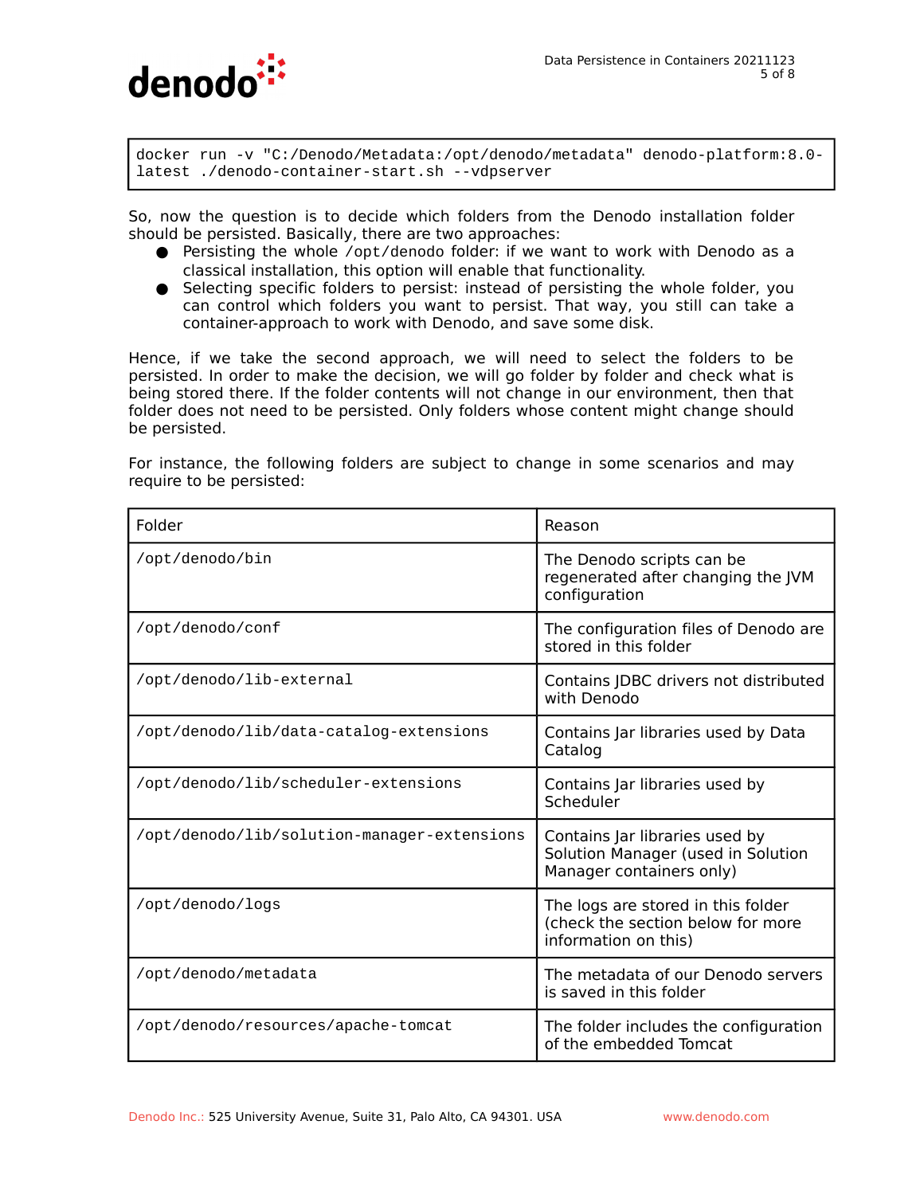```
docker run -v "C:/Denodo/Metadata:/opt/denodo/metadata" denodo-platform:8.0-latest ./denodo-container-start.sh --vdpserver
```

So, now the question is to decide which folders from the Denodo installation folder should be persisted. Basically, there are two approaches:

- Persisting the whole `/opt/denodo` folder: if we want to work with Denodo as a classical installation, this option will enable that functionality.
- Selecting specific folders to persist: instead of persisting the whole folder, you can control which folders you want to persist. That way, you still can take a container-approach to work with Denodo, and save some disk.

Hence, if we take the second approach, we will need to select the folders to be persisted. In order to make the decision, we will go folder by folder and check what is being stored there. If the folder contents will not change in our environment, then that folder does not need to be persisted. Only folders whose content might change should be persisted.

For instance, the following folders are subject to change in some scenarios and may require to be persisted:

| Folder | Reason |
| --- | --- |
| `/opt/denodo/bin` | The Denodo scripts can be regenerated after changing the JVM configuration |
| `/opt/denodo/conf` | The configuration files of Denodo are stored in this folder |
| `/opt/denodo/lib-external` | Contains JDBC drivers not distributed with Denodo |
| `/opt/denodo/lib/data-catalog-extensions` | Contains Jar libraries used by Data Catalog |
| `/opt/denodo/lib/scheduler-extensions` | Contains Jar libraries used by Scheduler |
| `/opt/denodo/lib/solution-manager-extensions` | Contains Jar libraries used by Solution Manager (used in Solution Manager containers only) |
| `/opt/denodo/logs` | The logs are stored in this folder (check the section below for more information on this) |
| `/opt/denodo/metadata` | The metadata of our Denodo servers is saved in this folder |
| `/opt/denodo/resources/apache-tomcat` | The folder includes the configuration of the embedded Tomcat |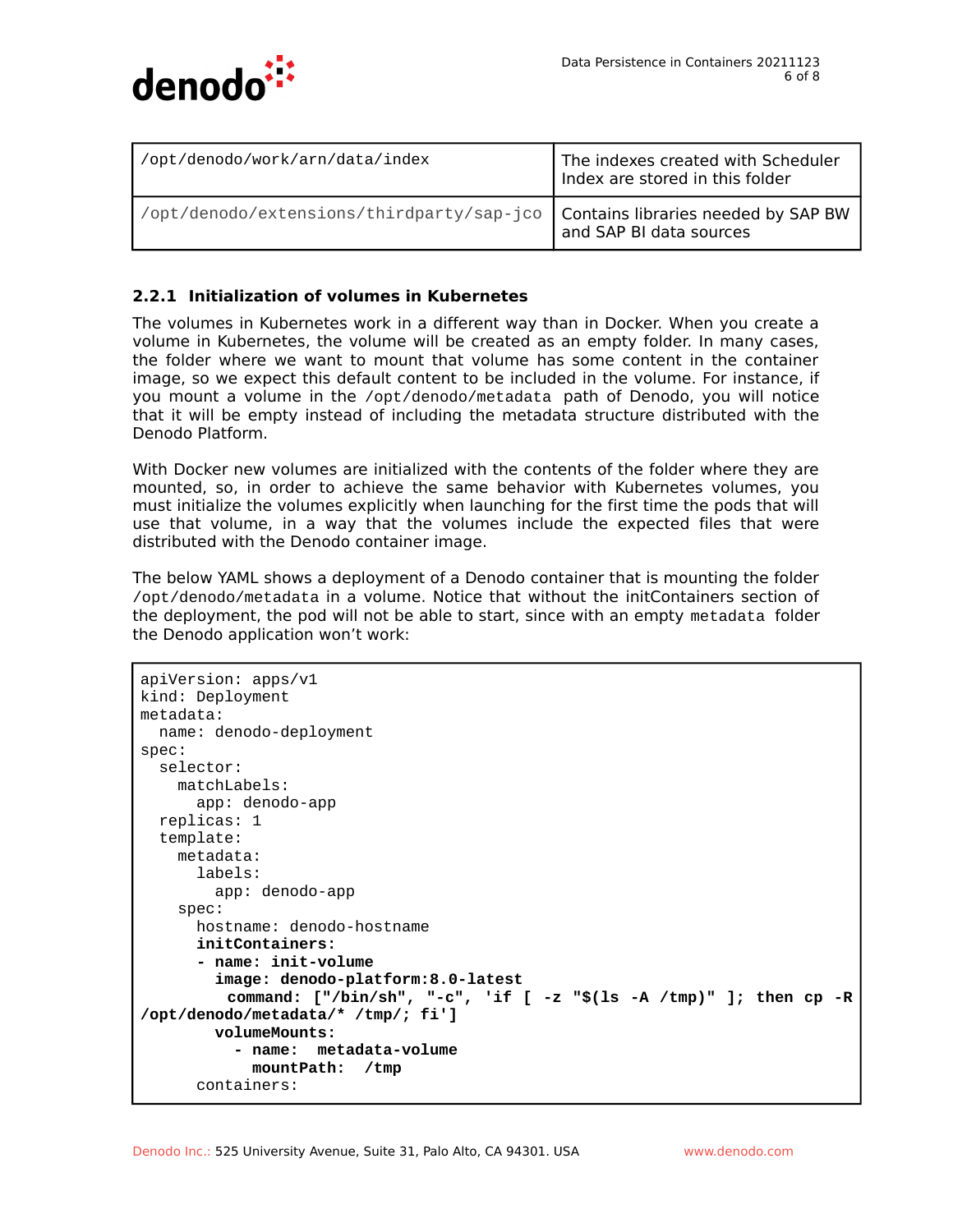| /opt/denodo/work/arn/data/index | The indexes created with Scheduler Index are stored in this folder |
|---|---|
| /opt/denodo/extensions/thirdparty/sap-jco | Contains libraries needed by SAP BW and SAP BI data sources |

### 2.2.1 Initialization of volumes in Kubernetes

The volumes in Kubernetes work in a different way than in Docker. When you create a volume in Kubernetes, the volume will be created as an empty folder. In many cases, the folder where we want to mount that volume has some content in the container image, so we expect this default content to be included in the volume. For instance, if you mount a volume in the `/opt/denodo/metadata` path of Denodo, you will notice that it will be empty instead of including the metadata structure distributed with the Denodo Platform.

With Docker new volumes are initialized with the contents of the folder where they are mounted, so, in order to achieve the same behavior with Kubernetes volumes, you must initialize the volumes explicitly when launching for the first time the pods that will use that volume, in a way that the volumes include the expected files that were distributed with the Denodo container image.

The below YAML shows a deployment of a Denodo container that is mounting the folder `/opt/denodo/metadata` in a volume. Notice that without the initContainers section of the deployment, the pod will not be able to start, since with an empty `metadata` folder the Denodo application won't work:

```
apiVersion: apps/v1
kind: Deployment
metadata:
  name: denodo-deployment
spec:
  selector:
    matchLabels:
      app: denodo-app
  replicas: 1
  template:
    metadata:
      labels:
        app: denodo-app
    spec:
      hostname: denodo-hostname
      initContainers:
      - name: init-volume
        image: denodo-platform:8.0-latest
         command: ["/bin/sh", "-c", 'if [ -z "$(ls -A /tmp)" ]; then cp -R
/opt/denodo/metadata/* /tmp/; fi']
        volumeMounts:
          - name:  metadata-volume
            mountPath:  /tmp
      containers:
```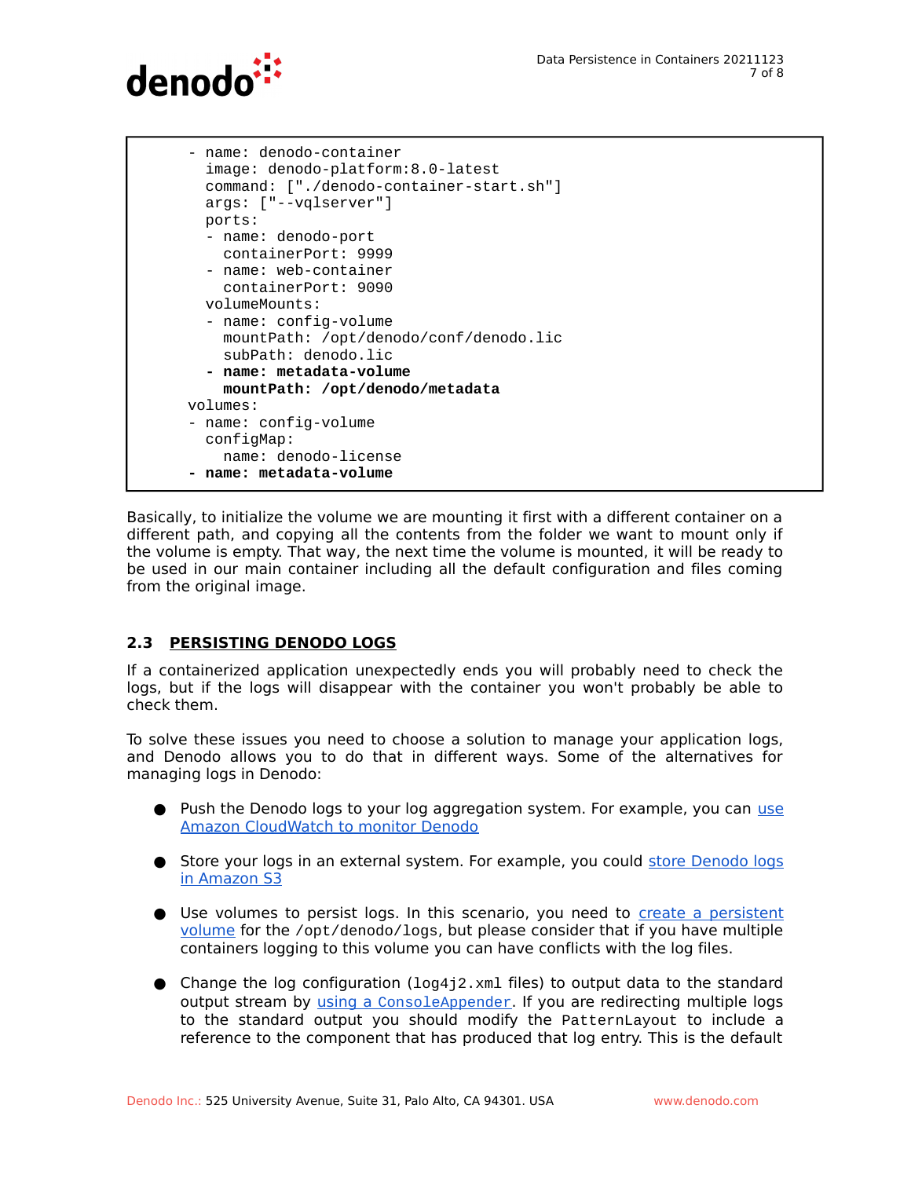```
      - name: denodo-container
        image: denodo-platform:8.0-latest
        command: ["./denodo-container-start.sh"]
        args: ["--vqlserver"]
        ports:
        - name: denodo-port
          containerPort: 9999
        - name: web-container
          containerPort: 9090
        volumeMounts:
        - name: config-volume
          mountPath: /opt/denodo/conf/denodo.lic
          subPath: denodo.lic
        - name: metadata-volume
          mountPath: /opt/denodo/metadata
      volumes:
      - name: config-volume
        configMap:
          name: denodo-license
      - name: metadata-volume
```

Basically, to initialize the volume we are mounting it first with a different container on a different path, and copying all the contents from the folder we want to mount only if the volume is empty. That way, the next time the volume is mounted, it will be ready to be used in our main container including all the default configuration and files coming from the original image.

## 2.3 PERSISTING DENODO LOGS

If a containerized application unexpectedly ends you will probably need to check the logs, but if the logs will disappear with the container you won't probably be able to check them.

To solve these issues you need to choose a solution to manage your application logs, and Denodo allows you to do that in different ways. Some of the alternatives for managing logs in Denodo:

- Push the Denodo logs to your log aggregation system. For example, you can use Amazon CloudWatch to monitor Denodo
- Store your logs in an external system. For example, you could store Denodo logs in Amazon S3
- Use volumes to persist logs. In this scenario, you need to create a persistent volume for the `/opt/denodo/logs`, but please consider that if you have multiple containers logging to this volume you can have conflicts with the log files.
- Change the log configuration (`log4j2.xml` files) to output data to the standard output stream by using a `ConsoleAppender`. If you are redirecting multiple logs to the standard output you should modify the `PatternLayout` to include a reference to the component that has produced that log entry. This is the default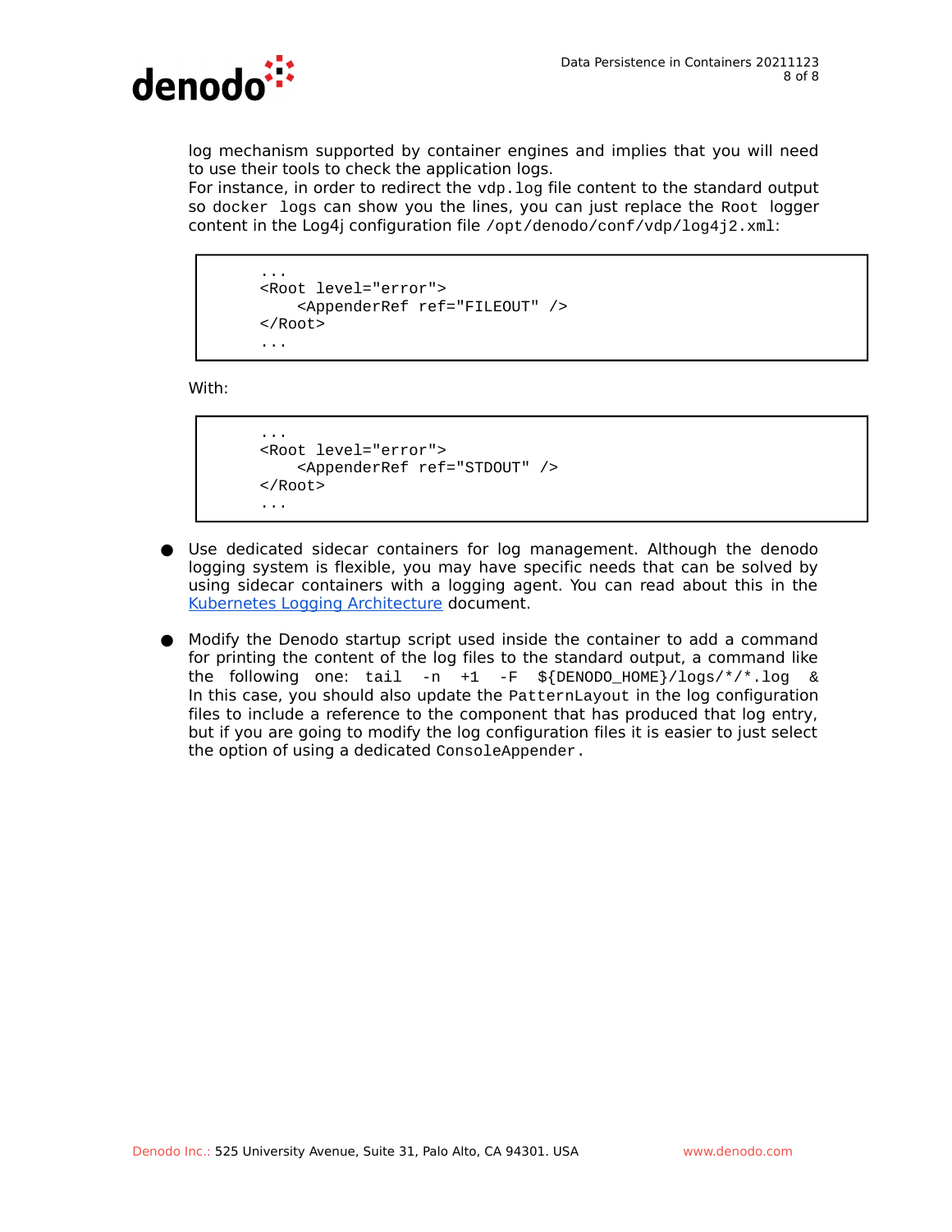log mechanism supported by container engines and implies that you will need to use their tools to check the application logs.
For instance, in order to redirect the `vdp.log` file content to the standard output so `docker logs` can show you the lines, you can just replace the `Root` logger content in the Log4j configuration file `/opt/denodo/conf/vdp/log4j2.xml`:

```
...
<Root level="error">
    <AppenderRef ref="FILEOUT" />
</Root>
...
```

With:

```
...
<Root level="error">
    <AppenderRef ref="STDOUT" />
</Root>
...
```

- Use dedicated sidecar containers for log management. Although the denodo logging system is flexible, you may have specific needs that can be solved by using sidecar containers with a logging agent. You can read about this in the [Kubernetes Logging Architecture](#) document.

- Modify the Denodo startup script used inside the container to add a command for printing the content of the log files to the standard output, a command like the following one: `tail -n +1 -F ${DENODO_HOME}/logs/*/*.log &`
  In this case, you should also update the `PatternLayout` in the log configuration files to include a reference to the component that has produced that log entry, but if you are going to modify the log configuration files it is easier to just select the option of using a dedicated `ConsoleAppender`.